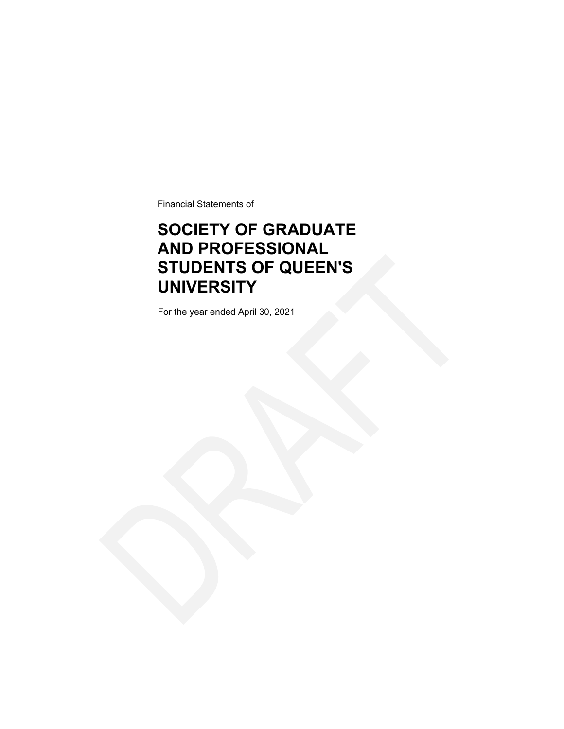Financial Statements of

# SOCIETY OF GRADUATE AND PROFESSIONAL STUDENTS OF QUEEN'S UNIVERSITY

For the year ended April 30, 2021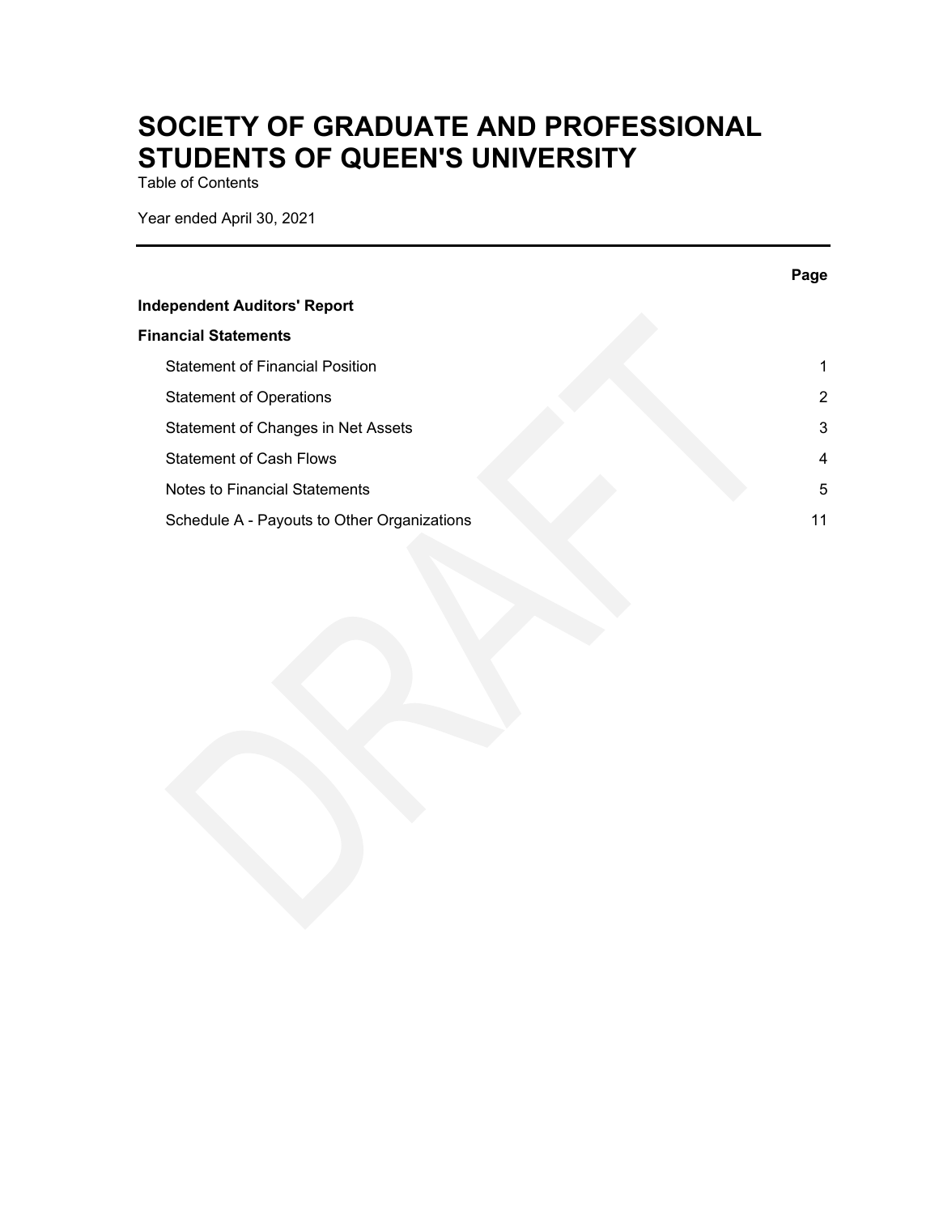# SOCIETY OF GRADUATE AND PROFESSIONAL STUDENTS OF QUEEN'S UNIVERSITY

Table of Contents

Year ended April 30, 2021

| | Page |
|---|---|
| **Independent Auditors' Report** | |
| **Financial Statements** | |
| Statement of Financial Position | 1 |
| Statement of Operations | 2 |
| Statement of Changes in Net Assets | 3 |
| Statement of Cash Flows | 4 |
| Notes to Financial Statements | 5 |
| Schedule A - Payouts to Other Organizations | 11 |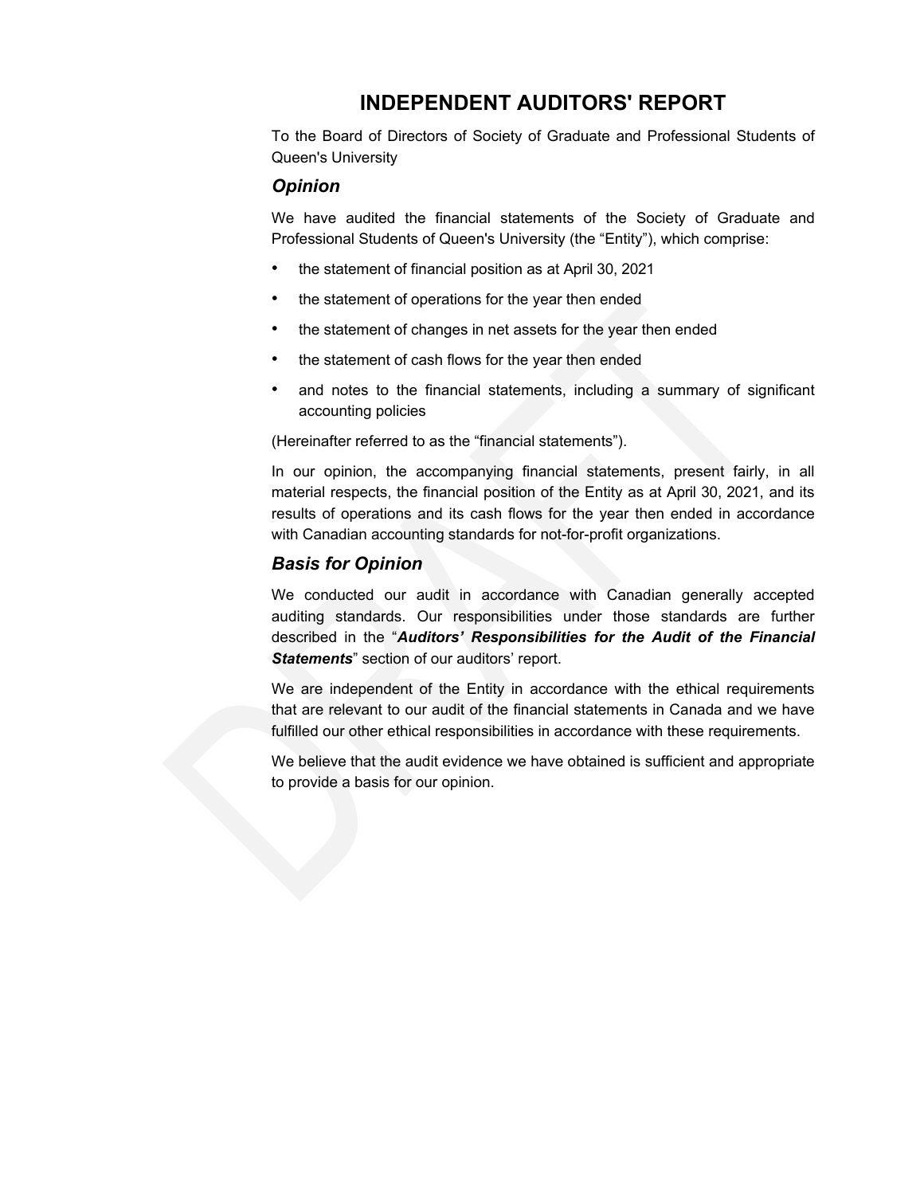# INDEPENDENT AUDITORS' REPORT

To the Board of Directors of Society of Graduate and Professional Students of Queen's University

## *Opinion*

We have audited the financial statements of the Society of Graduate and Professional Students of Queen's University (the "Entity"), which comprise:

- the statement of financial position as at April 30, 2021
- the statement of operations for the year then ended
- the statement of changes in net assets for the year then ended
- the statement of cash flows for the year then ended
- and notes to the financial statements, including a summary of significant accounting policies

(Hereinafter referred to as the "financial statements").

In our opinion, the accompanying financial statements, present fairly, in all material respects, the financial position of the Entity as at April 30, 2021, and its results of operations and its cash flows for the year then ended in accordance with Canadian accounting standards for not-for-profit organizations.

## *Basis for Opinion*

We conducted our audit in accordance with Canadian generally accepted auditing standards. Our responsibilities under those standards are further described in the "***Auditors' Responsibilities for the Audit of the Financial Statements***" section of our auditors' report.

We are independent of the Entity in accordance with the ethical requirements that are relevant to our audit of the financial statements in Canada and we have fulfilled our other ethical responsibilities in accordance with these requirements.

We believe that the audit evidence we have obtained is sufficient and appropriate to provide a basis for our opinion.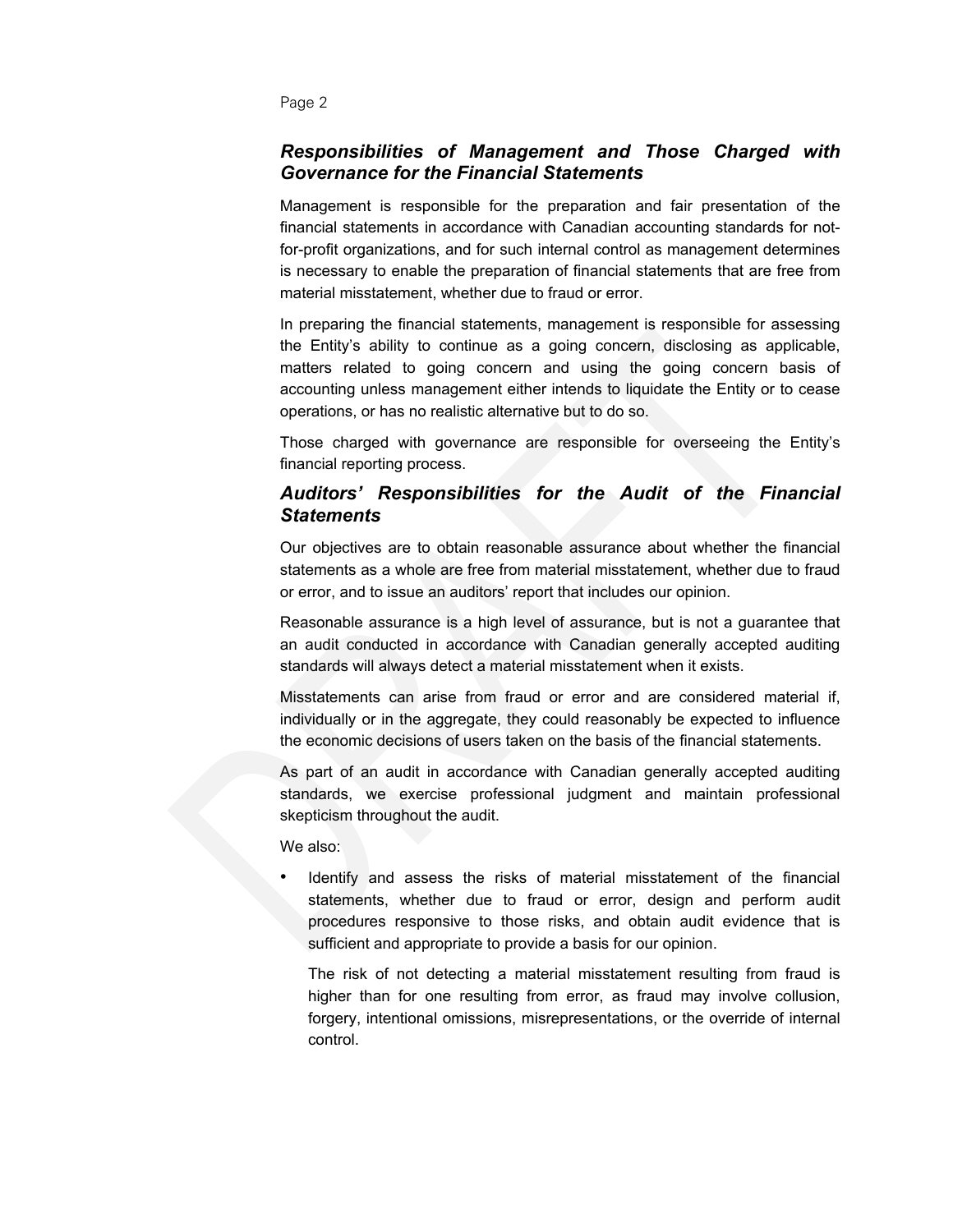### *Responsibilities of Management and Those Charged with Governance for the Financial Statements*

Management is responsible for the preparation and fair presentation of the financial statements in accordance with Canadian accounting standards for not-for-profit organizations, and for such internal control as management determines is necessary to enable the preparation of financial statements that are free from material misstatement, whether due to fraud or error.

In preparing the financial statements, management is responsible for assessing the Entity's ability to continue as a going concern, disclosing as applicable, matters related to going concern and using the going concern basis of accounting unless management either intends to liquidate the Entity or to cease operations, or has no realistic alternative but to do so.

Those charged with governance are responsible for overseeing the Entity's financial reporting process.

### *Auditors' Responsibilities for the Audit of the Financial Statements*

Our objectives are to obtain reasonable assurance about whether the financial statements as a whole are free from material misstatement, whether due to fraud or error, and to issue an auditors' report that includes our opinion.

Reasonable assurance is a high level of assurance, but is not a guarantee that an audit conducted in accordance with Canadian generally accepted auditing standards will always detect a material misstatement when it exists.

Misstatements can arise from fraud or error and are considered material if, individually or in the aggregate, they could reasonably be expected to influence the economic decisions of users taken on the basis of the financial statements.

As part of an audit in accordance with Canadian generally accepted auditing standards, we exercise professional judgment and maintain professional skepticism throughout the audit.

We also:

- Identify and assess the risks of material misstatement of the financial statements, whether due to fraud or error, design and perform audit procedures responsive to those risks, and obtain audit evidence that is sufficient and appropriate to provide a basis for our opinion.

  The risk of not detecting a material misstatement resulting from fraud is higher than for one resulting from error, as fraud may involve collusion, forgery, intentional omissions, misrepresentations, or the override of internal control.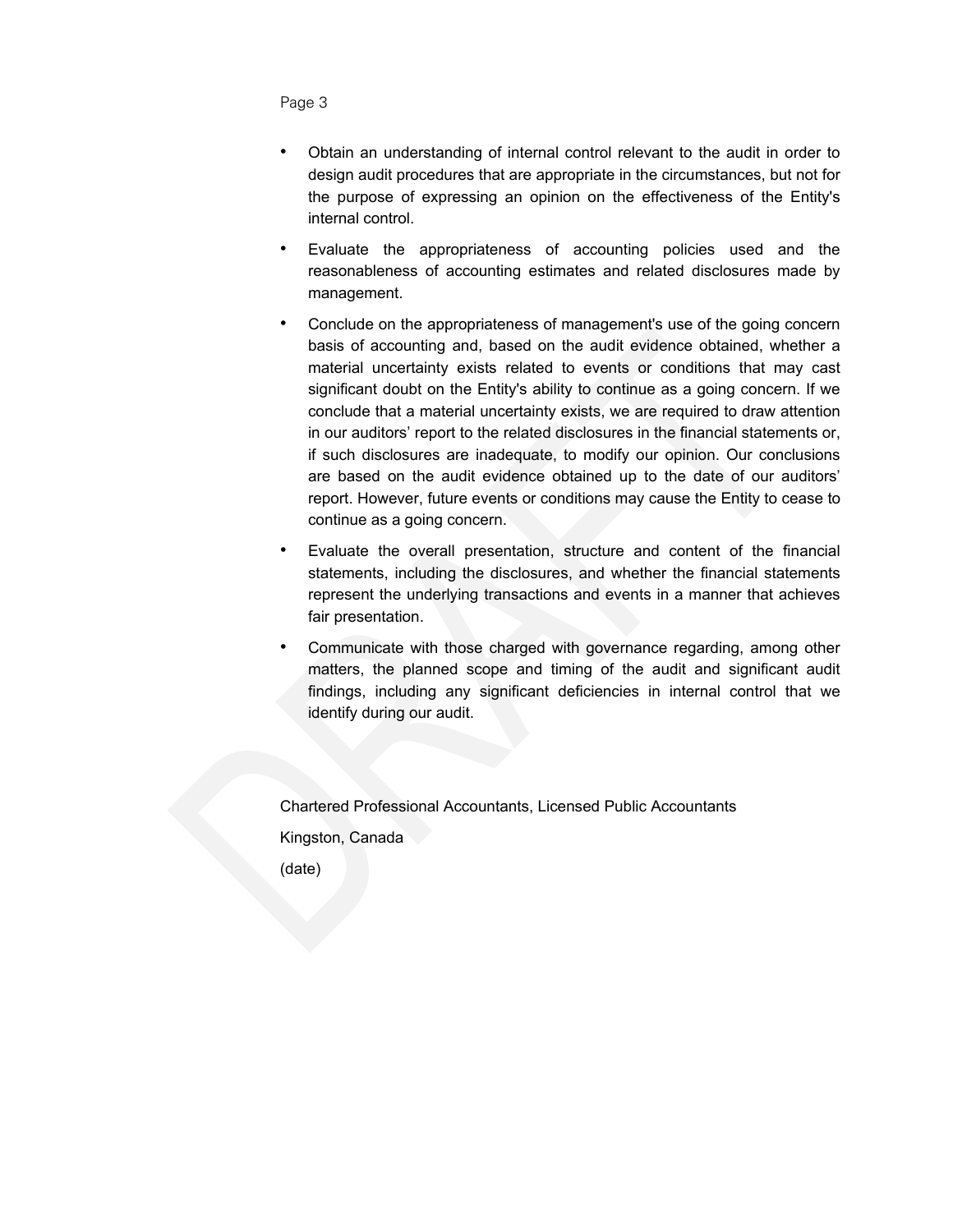- Obtain an understanding of internal control relevant to the audit in order to design audit procedures that are appropriate in the circumstances, but not for the purpose of expressing an opinion on the effectiveness of the Entity's internal control.

- Evaluate the appropriateness of accounting policies used and the reasonableness of accounting estimates and related disclosures made by management.

- Conclude on the appropriateness of management's use of the going concern basis of accounting and, based on the audit evidence obtained, whether a material uncertainty exists related to events or conditions that may cast significant doubt on the Entity's ability to continue as a going concern. If we conclude that a material uncertainty exists, we are required to draw attention in our auditors' report to the related disclosures in the financial statements or, if such disclosures are inadequate, to modify our opinion. Our conclusions are based on the audit evidence obtained up to the date of our auditors' report. However, future events or conditions may cause the Entity to cease to continue as a going concern.

- Evaluate the overall presentation, structure and content of the financial statements, including the disclosures, and whether the financial statements represent the underlying transactions and events in a manner that achieves fair presentation.

- Communicate with those charged with governance regarding, among other matters, the planned scope and timing of the audit and significant audit findings, including any significant deficiencies in internal control that we identify during our audit.

Chartered Professional Accountants, Licensed Public Accountants

Kingston, Canada

(date)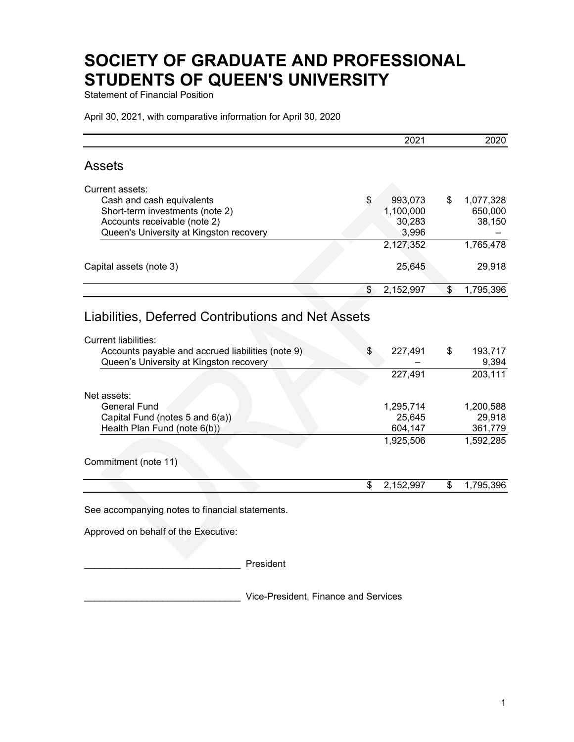# SOCIETY OF GRADUATE AND PROFESSIONAL STUDENTS OF QUEEN'S UNIVERSITY

Statement of Financial Position

April 30, 2021, with comparative information for April 30, 2020

| | | 2021 | | 2020 |
|---|---|---|---|---|
| **Assets** | | | | |
| Current assets: | | | | |
| Cash and cash equivalents | $ | 993,073 | $ | 1,077,328 |
| Short-term investments (note 2) | | 1,100,000 | | 650,000 |
| Accounts receivable (note 2) | | 30,283 | | 38,150 |
| Queen's University at Kingston recovery | | 3,996 | | – |
| | | 2,127,352 | | 1,765,478 |
| Capital assets (note 3) | | 25,645 | | 29,918 |
| | $ | 2,152,997 | $ | 1,795,396 |
| **Liabilities, Deferred Contributions and Net Assets** | | | | |
| Current liabilities: | | | | |
| Accounts payable and accrued liabilities (note 9) | $ | 227,491 | $ | 193,717 |
| Queen's University at Kingston recovery | | – | | 9,394 |
| | | 227,491 | | 203,111 |
| Net assets: | | | | |
| General Fund | | 1,295,714 | | 1,200,588 |
| Capital Fund (notes 5 and 6(a)) | | 25,645 | | 29,918 |
| Health Plan Fund (note 6(b)) | | 604,147 | | 361,779 |
| | | 1,925,506 | | 1,592,285 |
| Commitment (note 11) | | | | |
| | $ | 2,152,997 | $ | 1,795,396 |

See accompanying notes to financial statements.

Approved on behalf of the Executive:

______________________________ President

______________________________ Vice-President, Finance and Services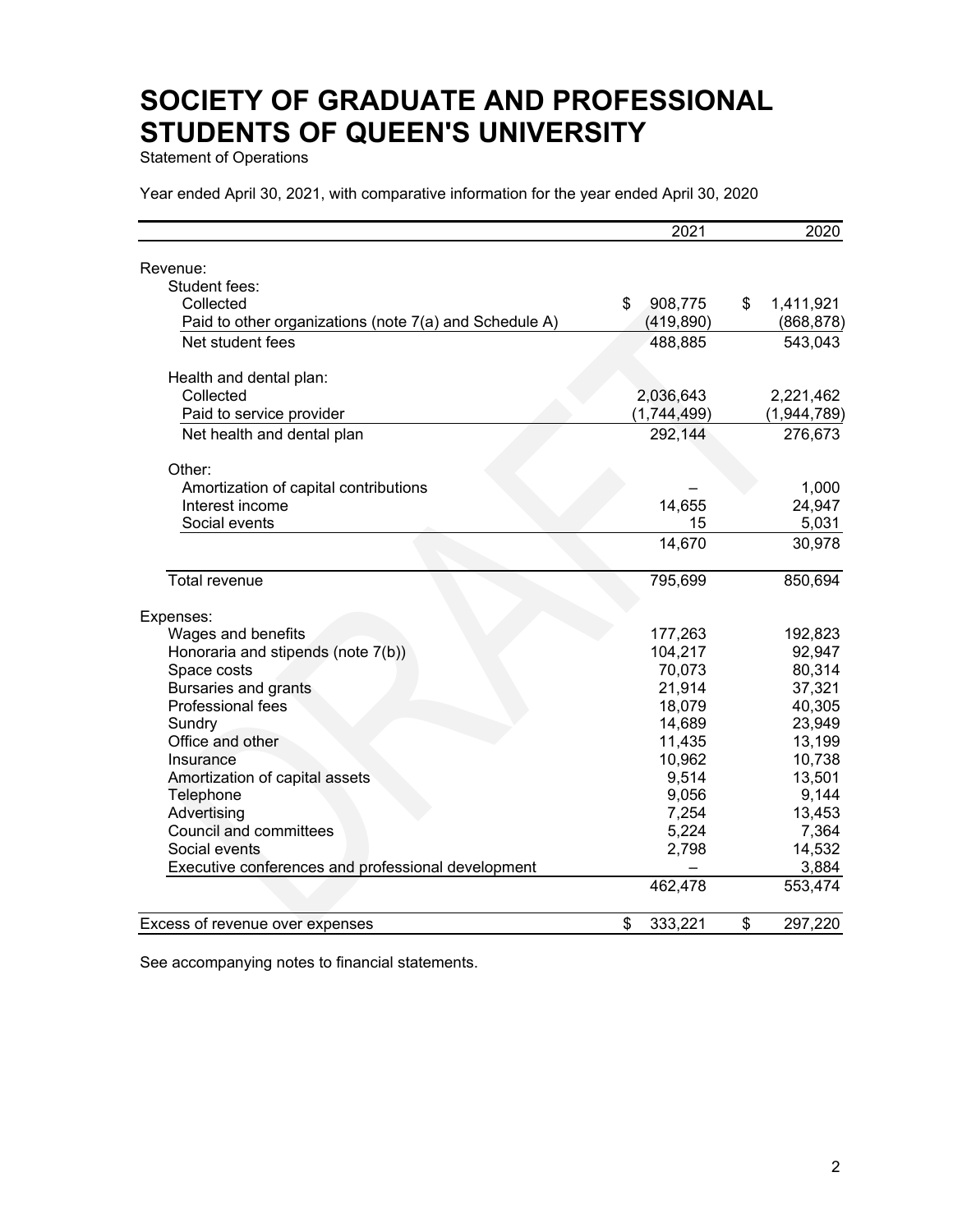# SOCIETY OF GRADUATE AND PROFESSIONAL STUDENTS OF QUEEN'S UNIVERSITY

Statement of Operations

Year ended April 30, 2021, with comparative information for the year ended April 30, 2020

| | 2021 | 2020 |
|---|---|---|
| Revenue: | | |
| Student fees: | | |
| Collected | $ 908,775 | $ 1,411,921 |
| Paid to other organizations (note 7(a) and Schedule A) | (419,890) | (868,878) |
| Net student fees | 488,885 | 543,043 |
| | | |
| Health and dental plan: | | |
| Collected | 2,036,643 | 2,221,462 |
| Paid to service provider | (1,744,499) | (1,944,789) |
| Net health and dental plan | 292,144 | 276,673 |
| | | |
| Other: | | |
| Amortization of capital contributions | – | 1,000 |
| Interest income | 14,655 | 24,947 |
| Social events | 15 | 5,031 |
| | 14,670 | 30,978 |
| | | |
| Total revenue | 795,699 | 850,694 |
| | | |
| Expenses: | | |
| Wages and benefits | 177,263 | 192,823 |
| Honoraria and stipends (note 7(b)) | 104,217 | 92,947 |
| Space costs | 70,073 | 80,314 |
| Bursaries and grants | 21,914 | 37,321 |
| Professional fees | 18,079 | 40,305 |
| Sundry | 14,689 | 23,949 |
| Office and other | 11,435 | 13,199 |
| Insurance | 10,962 | 10,738 |
| Amortization of capital assets | 9,514 | 13,501 |
| Telephone | 9,056 | 9,144 |
| Advertising | 7,254 | 13,453 |
| Council and committees | 5,224 | 7,364 |
| Social events | 2,798 | 14,532 |
| Executive conferences and professional development | – | 3,884 |
| | 462,478 | 553,474 |
| | | |
| Excess of revenue over expenses | $ 333,221 | $ 297,220 |

See accompanying notes to financial statements.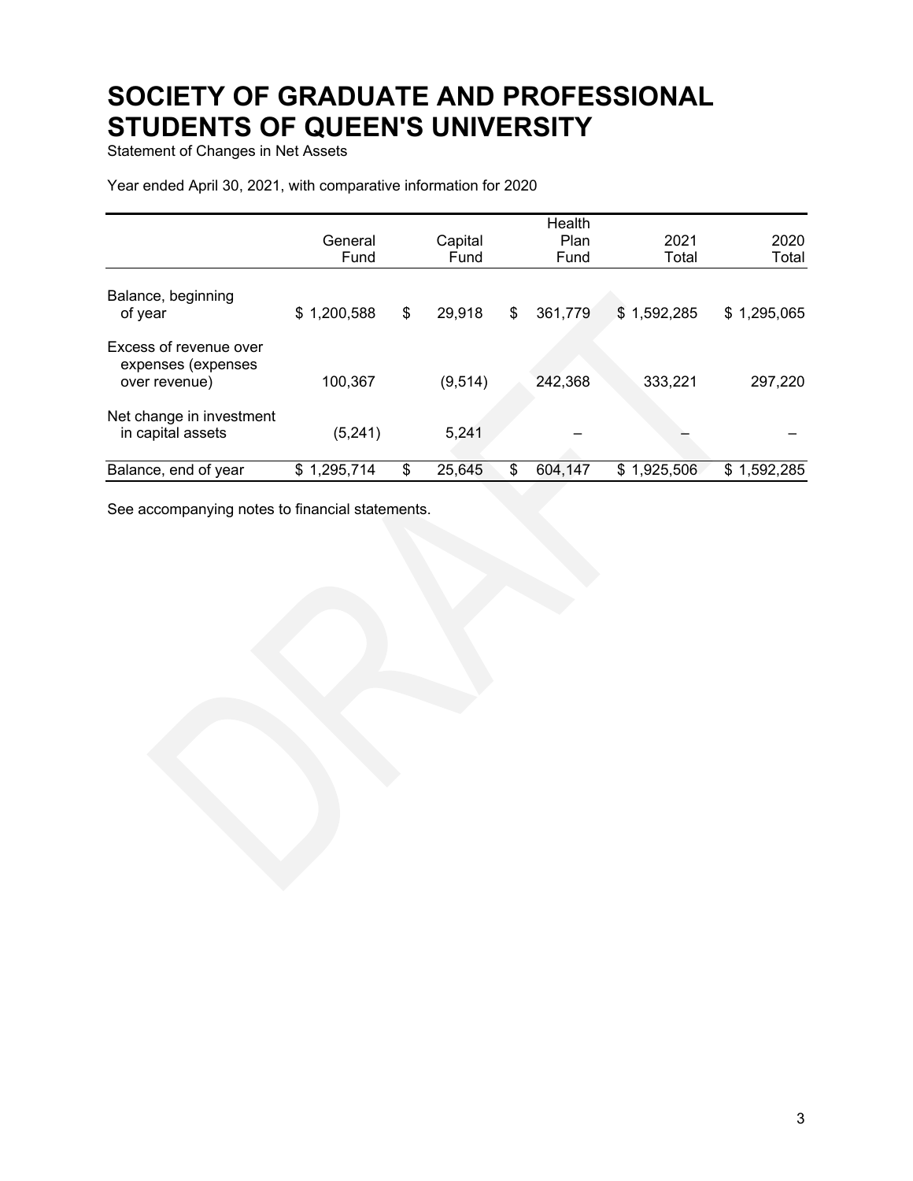# SOCIETY OF GRADUATE AND PROFESSIONAL STUDENTS OF QUEEN'S UNIVERSITY

Statement of Changes in Net Assets

Year ended April 30, 2021, with comparative information for 2020

| | General Fund | Capital Fund | Health Plan Fund | 2021 Total | 2020 Total |
|---|---|---|---|---|---|
| Balance, beginning of year | $ 1,200,588 | $ 29,918 | $ 361,779 | $ 1,592,285 | $ 1,295,065 |
| Excess of revenue over expenses (expenses over revenue) | 100,367 | (9,514) | 242,368 | 333,221 | 297,220 |
| Net change in investment in capital assets | (5,241) | 5,241 | – | – | – |
| Balance, end of year | $ 1,295,714 | $ 25,645 | $ 604,147 | $ 1,925,506 | $ 1,592,285 |

See accompanying notes to financial statements.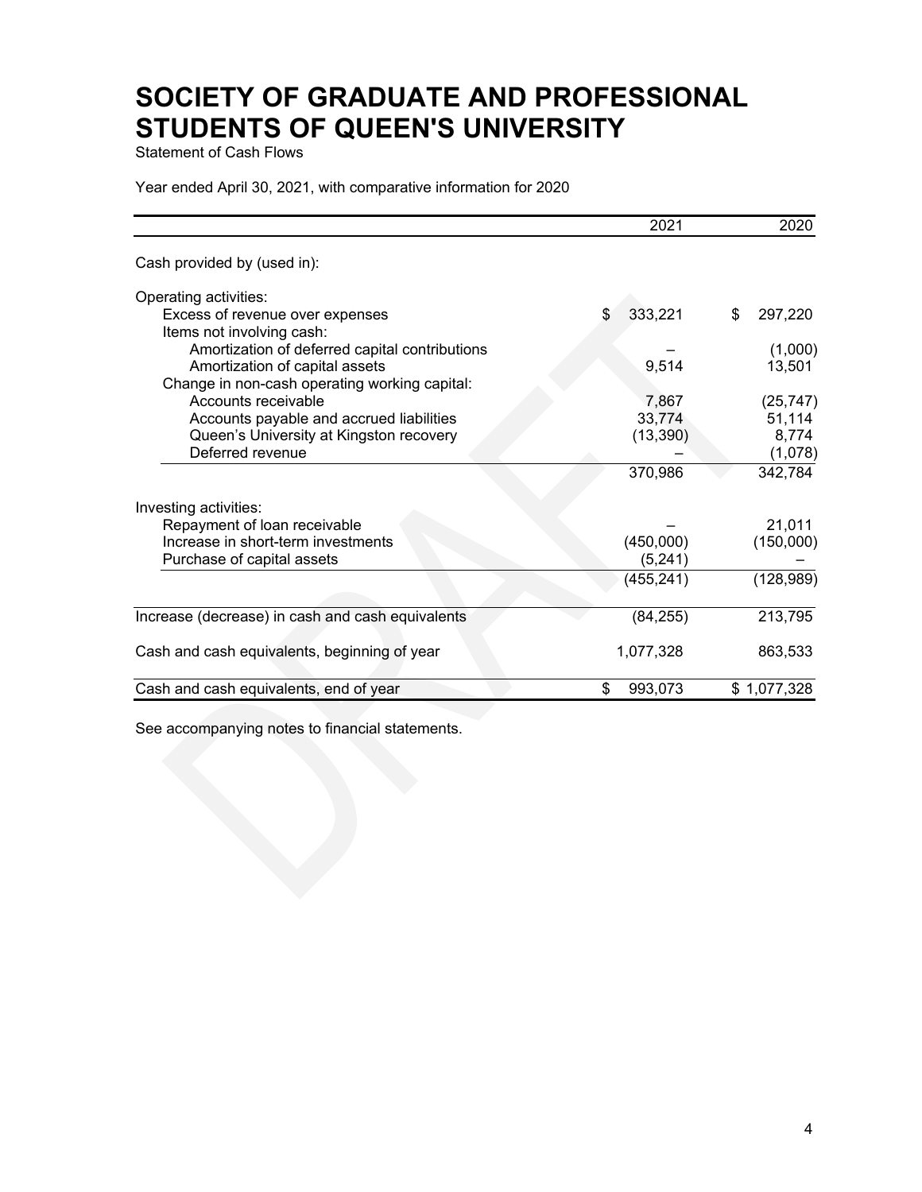# SOCIETY OF GRADUATE AND PROFESSIONAL STUDENTS OF QUEEN'S UNIVERSITY

Statement of Cash Flows

Year ended April 30, 2021, with comparative information for 2020

| | 2021 | 2020 |
|---|---|---|
| Cash provided by (used in): | | |
| Operating activities: | | |
| Excess of revenue over expenses | $ 333,221 | $ 297,220 |
| Items not involving cash: | | |
| Amortization of deferred capital contributions | – | (1,000) |
| Amortization of capital assets | 9,514 | 13,501 |
| Change in non-cash operating working capital: | | |
| Accounts receivable | 7,867 | (25,747) |
| Accounts payable and accrued liabilities | 33,774 | 51,114 |
| Queen's University at Kingston recovery | (13,390) | 8,774 |
| Deferred revenue | – | (1,078) |
| | 370,986 | 342,784 |
| Investing activities: | | |
| Repayment of loan receivable | – | 21,011 |
| Increase in short-term investments | (450,000) | (150,000) |
| Purchase of capital assets | (5,241) | – |
| | (455,241) | (128,989) |
| Increase (decrease) in cash and cash equivalents | (84,255) | 213,795 |
| Cash and cash equivalents, beginning of year | 1,077,328 | 863,533 |
| Cash and cash equivalents, end of year | $ 993,073 | $ 1,077,328 |

See accompanying notes to financial statements.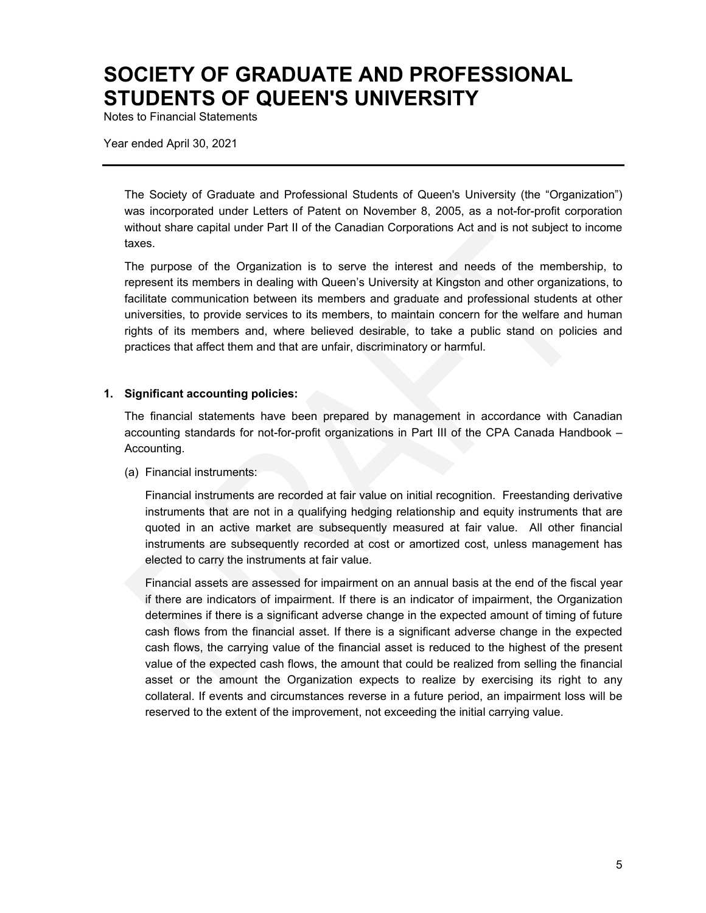# SOCIETY OF GRADUATE AND PROFESSIONAL STUDENTS OF QUEEN'S UNIVERSITY

Notes to Financial Statements

Year ended April 30, 2021

---

The Society of Graduate and Professional Students of Queen's University (the "Organization") was incorporated under Letters of Patent on November 8, 2005, as a not-for-profit corporation without share capital under Part II of the Canadian Corporations Act and is not subject to income taxes.

The purpose of the Organization is to serve the interest and needs of the membership, to represent its members in dealing with Queen's University at Kingston and other organizations, to facilitate communication between its members and graduate and professional students at other universities, to provide services to its members, to maintain concern for the welfare and human rights of its members and, where believed desirable, to take a public stand on policies and practices that affect them and that are unfair, discriminatory or harmful.

**1. Significant accounting policies:**

The financial statements have been prepared by management in accordance with Canadian accounting standards for not-for-profit organizations in Part III of the CPA Canada Handbook – Accounting.

(a) Financial instruments:

Financial instruments are recorded at fair value on initial recognition. Freestanding derivative instruments that are not in a qualifying hedging relationship and equity instruments that are quoted in an active market are subsequently measured at fair value. All other financial instruments are subsequently recorded at cost or amortized cost, unless management has elected to carry the instruments at fair value.

Financial assets are assessed for impairment on an annual basis at the end of the fiscal year if there are indicators of impairment. If there is an indicator of impairment, the Organization determines if there is a significant adverse change in the expected amount of timing of future cash flows from the financial asset. If there is a significant adverse change in the expected cash flows, the carrying value of the financial asset is reduced to the highest of the present value of the expected cash flows, the amount that could be realized from selling the financial asset or the amount the Organization expects to realize by exercising its right to any collateral. If events and circumstances reverse in a future period, an impairment loss will be reserved to the extent of the improvement, not exceeding the initial carrying value.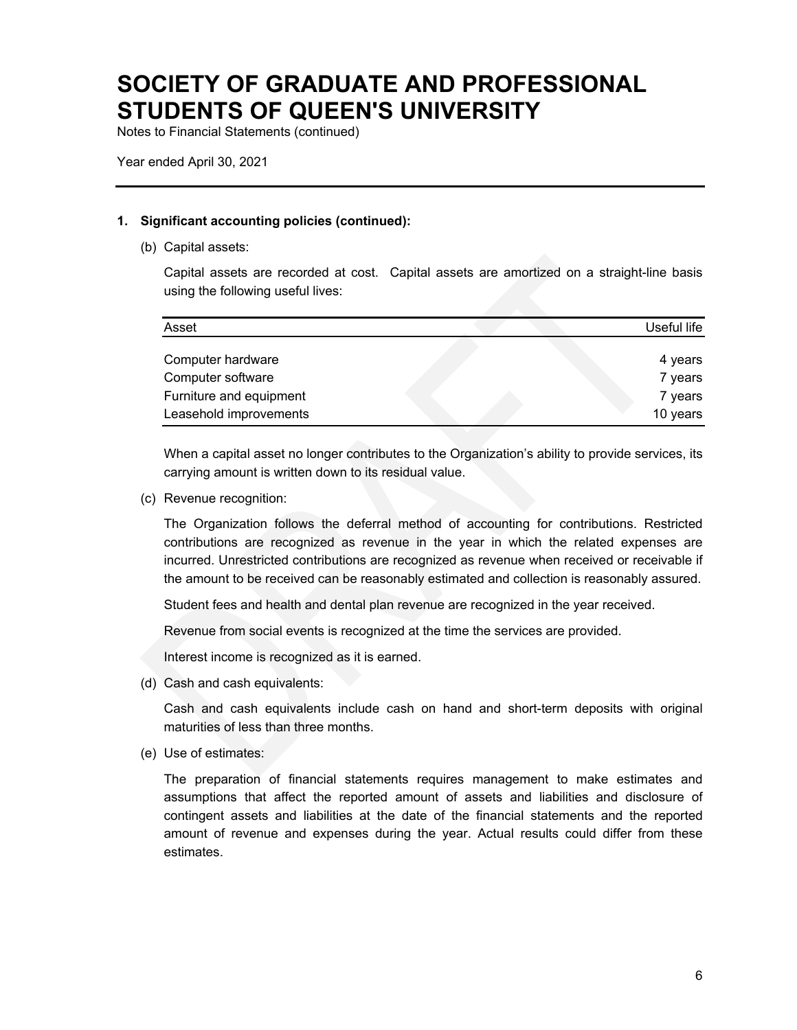# SOCIETY OF GRADUATE AND PROFESSIONAL STUDENTS OF QUEEN'S UNIVERSITY

Notes to Financial Statements (continued)

Year ended April 30, 2021

**1. Significant accounting policies (continued):**

(b) Capital assets:

Capital assets are recorded at cost. Capital assets are amortized on a straight-line basis using the following useful lives:

| Asset | Useful life |
|---|---|
| Computer hardware | 4 years |
| Computer software | 7 years |
| Furniture and equipment | 7 years |
| Leasehold improvements | 10 years |

When a capital asset no longer contributes to the Organization's ability to provide services, its carrying amount is written down to its residual value.

(c) Revenue recognition:

The Organization follows the deferral method of accounting for contributions. Restricted contributions are recognized as revenue in the year in which the related expenses are incurred. Unrestricted contributions are recognized as revenue when received or receivable if the amount to be received can be reasonably estimated and collection is reasonably assured.

Student fees and health and dental plan revenue are recognized in the year received.

Revenue from social events is recognized at the time the services are provided.

Interest income is recognized as it is earned.

(d) Cash and cash equivalents:

Cash and cash equivalents include cash on hand and short-term deposits with original maturities of less than three months.

(e) Use of estimates:

The preparation of financial statements requires management to make estimates and assumptions that affect the reported amount of assets and liabilities and disclosure of contingent assets and liabilities at the date of the financial statements and the reported amount of revenue and expenses during the year. Actual results could differ from these estimates.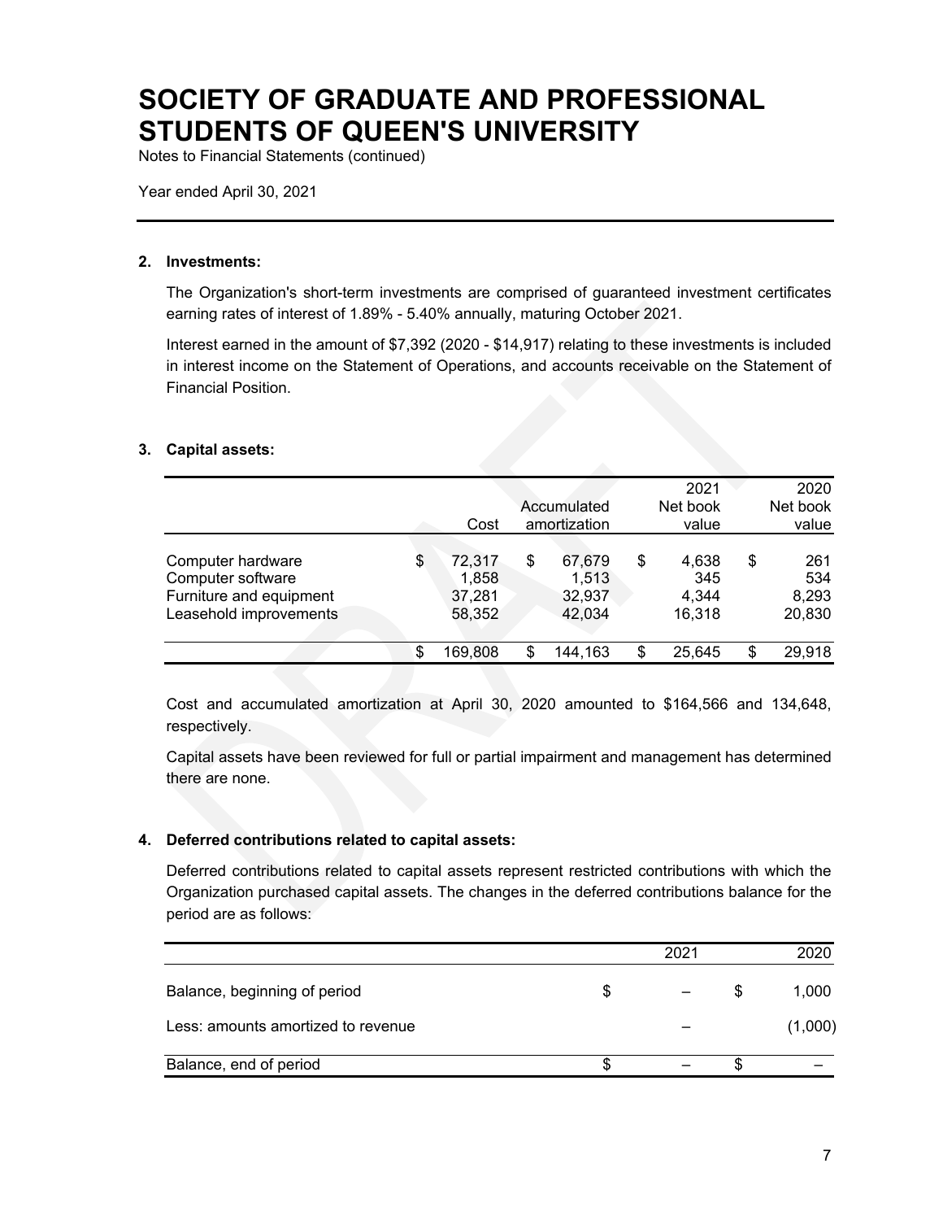# SOCIETY OF GRADUATE AND PROFESSIONAL STUDENTS OF QUEEN'S UNIVERSITY

Notes to Financial Statements (continued)

Year ended April 30, 2021

**2. Investments:**

The Organization's short-term investments are comprised of guaranteed investment certificates earning rates of interest of 1.89% - 5.40% annually, maturing October 2021.

Interest earned in the amount of $7,392 (2020 - $14,917) relating to these investments is included in interest income on the Statement of Operations, and accounts receivable on the Statement of Financial Position.

**3. Capital assets:**

| | Cost | Accumulated amortization | 2021 Net book value | 2020 Net book value |
|---|---|---|---|---|
| Computer hardware | $ 72,317 | $ 67,679 | $ 4,638 | $ 261 |
| Computer software | 1,858 | 1,513 | 345 | 534 |
| Furniture and equipment | 37,281 | 32,937 | 4,344 | 8,293 |
| Leasehold improvements | 58,352 | 42,034 | 16,318 | 20,830 |
| | $ 169,808 | $ 144,163 | $ 25,645 | $ 29,918 |

Cost and accumulated amortization at April 30, 2020 amounted to $164,566 and 134,648, respectively.

Capital assets have been reviewed for full or partial impairment and management has determined there are none.

**4. Deferred contributions related to capital assets:**

Deferred contributions related to capital assets represent restricted contributions with which the Organization purchased capital assets. The changes in the deferred contributions balance for the period are as follows:

| | 2021 | 2020 |
|---|---|---|
| Balance, beginning of period | $ – | $ 1,000 |
| Less: amounts amortized to revenue | – | (1,000) |
| Balance, end of period | $ – | $ – |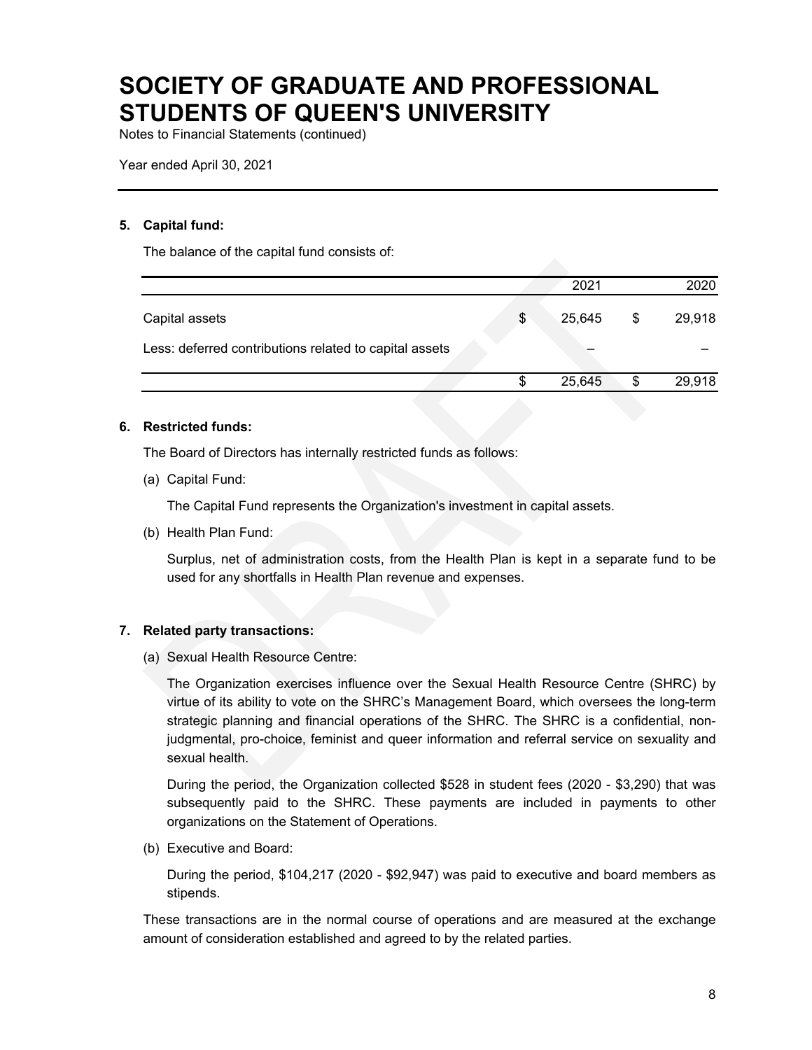# SOCIETY OF GRADUATE AND PROFESSIONAL STUDENTS OF QUEEN'S UNIVERSITY

Notes to Financial Statements (continued)

Year ended April 30, 2021

### 5. Capital fund:

The balance of the capital fund consists of:

| | 2021 | 2020 |
|---|---|---|
| Capital assets | $ 25,645 | $ 29,918 |
| Less: deferred contributions related to capital assets | – | – |
| | $ 25,645 | $ 29,918 |

### 6. Restricted funds:

The Board of Directors has internally restricted funds as follows:

(a) Capital Fund:

The Capital Fund represents the Organization's investment in capital assets.

(b) Health Plan Fund:

Surplus, net of administration costs, from the Health Plan is kept in a separate fund to be used for any shortfalls in Health Plan revenue and expenses.

### 7. Related party transactions:

(a) Sexual Health Resource Centre:

The Organization exercises influence over the Sexual Health Resource Centre (SHRC) by virtue of its ability to vote on the SHRC's Management Board, which oversees the long-term strategic planning and financial operations of the SHRC. The SHRC is a confidential, non-judgmental, pro-choice, feminist and queer information and referral service on sexuality and sexual health.

During the period, the Organization collected $528 in student fees (2020 - $3,290) that was subsequently paid to the SHRC. These payments are included in payments to other organizations on the Statement of Operations.

(b) Executive and Board:

During the period, $104,217 (2020 - $92,947) was paid to executive and board members as stipends.

These transactions are in the normal course of operations and are measured at the exchange amount of consideration established and agreed to by the related parties.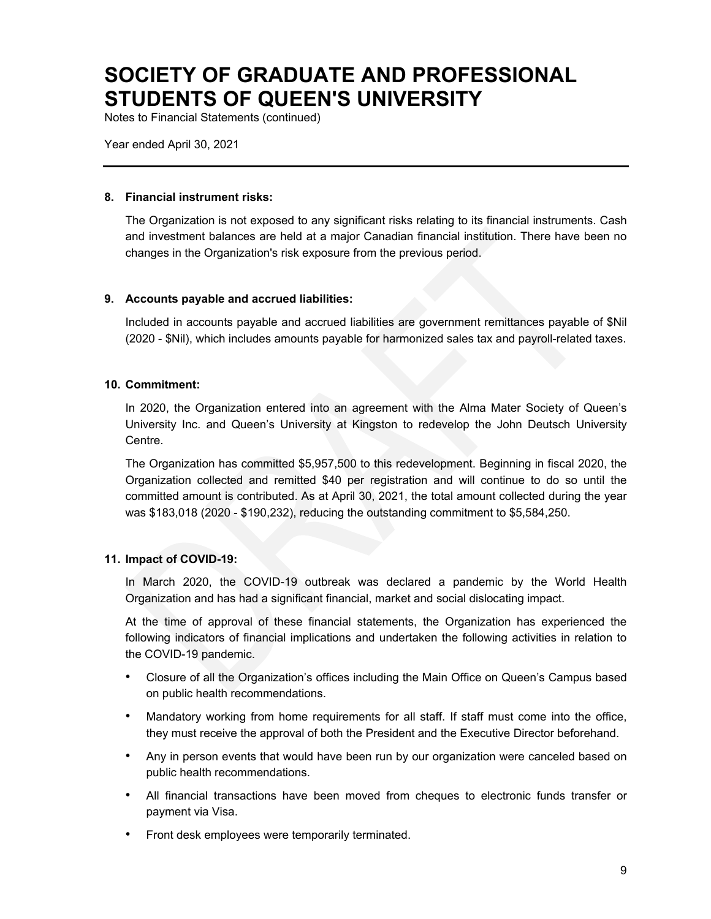# SOCIETY OF GRADUATE AND PROFESSIONAL STUDENTS OF QUEEN'S UNIVERSITY

Notes to Financial Statements (continued)

Year ended April 30, 2021

---

**8. Financial instrument risks:**

The Organization is not exposed to any significant risks relating to its financial instruments. Cash and investment balances are held at a major Canadian financial institution. There have been no changes in the Organization's risk exposure from the previous period.

**9. Accounts payable and accrued liabilities:**

Included in accounts payable and accrued liabilities are government remittances payable of $Nil (2020 - $Nil), which includes amounts payable for harmonized sales tax and payroll-related taxes.

**10. Commitment:**

In 2020, the Organization entered into an agreement with the Alma Mater Society of Queen's University Inc. and Queen's University at Kingston to redevelop the John Deutsch University Centre.

The Organization has committed $5,957,500 to this redevelopment. Beginning in fiscal 2020, the Organization collected and remitted $40 per registration and will continue to do so until the committed amount is contributed. As at April 30, 2021, the total amount collected during the year was $183,018 (2020 - $190,232), reducing the outstanding commitment to $5,584,250.

**11. Impact of COVID-19:**

In March 2020, the COVID-19 outbreak was declared a pandemic by the World Health Organization and has had a significant financial, market and social dislocating impact.

At the time of approval of these financial statements, the Organization has experienced the following indicators of financial implications and undertaken the following activities in relation to the COVID-19 pandemic.

- Closure of all the Organization's offices including the Main Office on Queen's Campus based on public health recommendations.
- Mandatory working from home requirements for all staff. If staff must come into the office, they must receive the approval of both the President and the Executive Director beforehand.
- Any in person events that would have been run by our organization were canceled based on public health recommendations.
- All financial transactions have been moved from cheques to electronic funds transfer or payment via Visa.
- Front desk employees were temporarily terminated.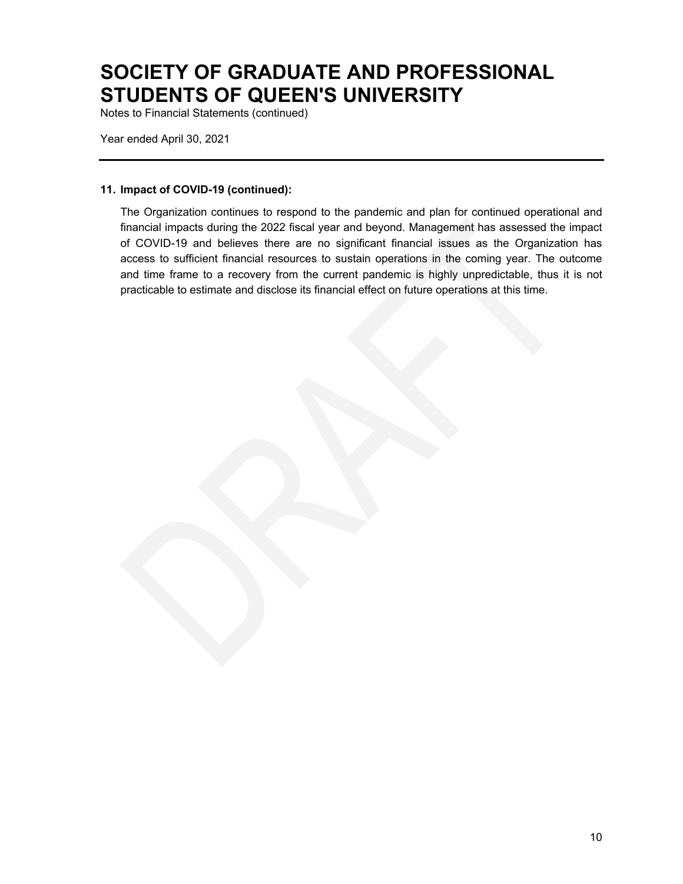# SOCIETY OF GRADUATE AND PROFESSIONAL STUDENTS OF QUEEN'S UNIVERSITY

Notes to Financial Statements (continued)

Year ended April 30, 2021

---

**11. Impact of COVID-19 (continued):**

The Organization continues to respond to the pandemic and plan for continued operational and financial impacts during the 2022 fiscal year and beyond. Management has assessed the impact of COVID-19 and believes there are no significant financial issues as the Organization has access to sufficient financial resources to sustain operations in the coming year. The outcome and time frame to a recovery from the current pandemic is highly unpredictable, thus it is not practicable to estimate and disclose its financial effect on future operations at this time.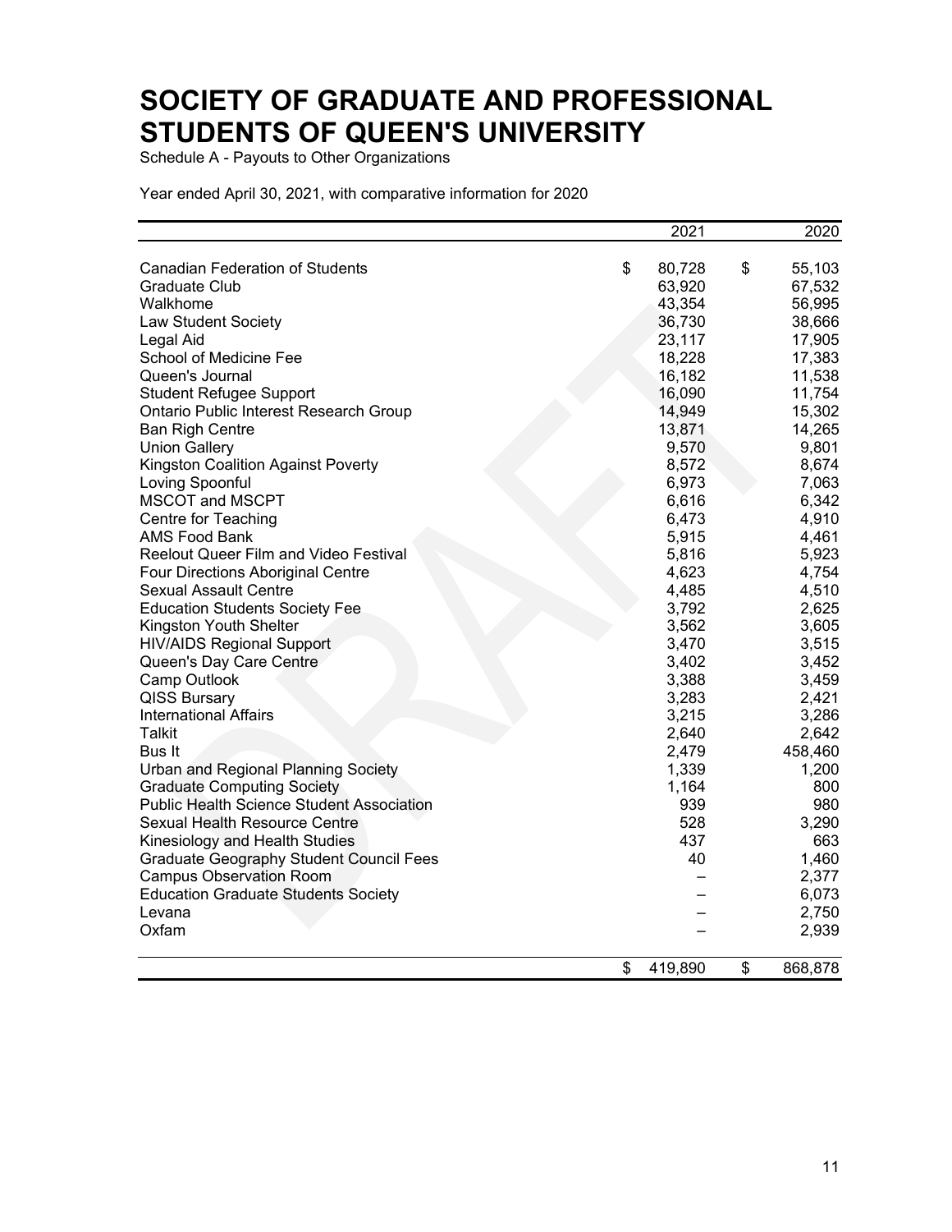# SOCIETY OF GRADUATE AND PROFESSIONAL STUDENTS OF QUEEN'S UNIVERSITY

Schedule A - Payouts to Other Organizations

Year ended April 30, 2021, with comparative information for 2020

| | 2021 | 2020 |
|---|---|---|
| Canadian Federation of Students | $ 80,728 | $ 55,103 |
| Graduate Club | 63,920 | 67,532 |
| Walkhome | 43,354 | 56,995 |
| Law Student Society | 36,730 | 38,666 |
| Legal Aid | 23,117 | 17,905 |
| School of Medicine Fee | 18,228 | 17,383 |
| Queen's Journal | 16,182 | 11,538 |
| Student Refugee Support | 16,090 | 11,754 |
| Ontario Public Interest Research Group | 14,949 | 15,302 |
| Ban Righ Centre | 13,871 | 14,265 |
| Union Gallery | 9,570 | 9,801 |
| Kingston Coalition Against Poverty | 8,572 | 8,674 |
| Loving Spoonful | 6,973 | 7,063 |
| MSCOT and MSCPT | 6,616 | 6,342 |
| Centre for Teaching | 6,473 | 4,910 |
| AMS Food Bank | 5,915 | 4,461 |
| Reelout Queer Film and Video Festival | 5,816 | 5,923 |
| Four Directions Aboriginal Centre | 4,623 | 4,754 |
| Sexual Assault Centre | 4,485 | 4,510 |
| Education Students Society Fee | 3,792 | 2,625 |
| Kingston Youth Shelter | 3,562 | 3,605 |
| HIV/AIDS Regional Support | 3,470 | 3,515 |
| Queen's Day Care Centre | 3,402 | 3,452 |
| Camp Outlook | 3,388 | 3,459 |
| QISS Bursary | 3,283 | 2,421 |
| International Affairs | 3,215 | 3,286 |
| Talkit | 2,640 | 2,642 |
| Bus It | 2,479 | 458,460 |
| Urban and Regional Planning Society | 1,339 | 1,200 |
| Graduate Computing Society | 1,164 | 800 |
| Public Health Science Student Association | 939 | 980 |
| Sexual Health Resource Centre | 528 | 3,290 |
| Kinesiology and Health Studies | 437 | 663 |
| Graduate Geography Student Council Fees | 40 | 1,460 |
| Campus Observation Room | – | 2,377 |
| Education Graduate Students Society | – | 6,073 |
| Levana | – | 2,750 |
| Oxfam | – | 2,939 |
| | $ 419,890 | $ 868,878 |